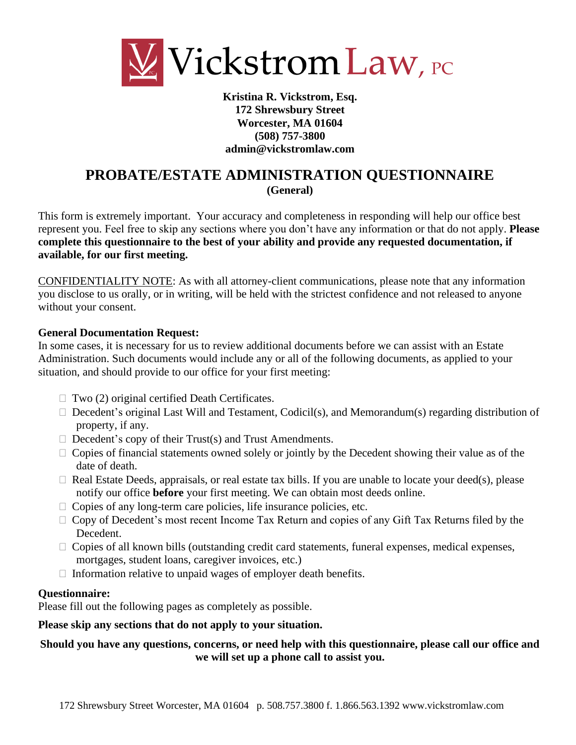# Vickstrom Law, PC

**Kristina R. Vickstrom, Esq.**
**172 Shrewsbury Street**
**Worcester, MA 01604**
**(508) 757-3800**
**admin@vickstromlaw.com**

## PROBATE/ESTATE ADMINISTRATION QUESTIONNAIRE

**(General)**

This form is extremely important. Your accuracy and completeness in responding will help our office best represent you. Feel free to skip any sections where you don't have any information or that do not apply. **Please complete this questionnaire to the best of your ability and provide any requested documentation, if available, for our first meeting.**

CONFIDENTIALITY NOTE: As with all attorney-client communications, please note that any information you disclose to us orally, or in writing, will be held with the strictest confidence and not released to anyone without your consent.

**General Documentation Request:**
In some cases, it is necessary for us to review additional documents before we can assist with an Estate Administration. Such documents would include any or all of the following documents, as applied to your situation, and should provide to our office for your first meeting:

- ☐ Two (2) original certified Death Certificates.
- ☐ Decedent's original Last Will and Testament, Codicil(s), and Memorandum(s) regarding distribution of property, if any.
- ☐ Decedent's copy of their Trust(s) and Trust Amendments.
- ☐ Copies of financial statements owned solely or jointly by the Decedent showing their value as of the date of death.
- ☐ Real Estate Deeds, appraisals, or real estate tax bills. If you are unable to locate your deed(s), please notify our office **before** your first meeting. We can obtain most deeds online.
- ☐ Copies of any long-term care policies, life insurance policies, etc.
- ☐ Copy of Decedent's most recent Income Tax Return and copies of any Gift Tax Returns filed by the Decedent.
- ☐ Copies of all known bills (outstanding credit card statements, funeral expenses, medical expenses, mortgages, student loans, caregiver invoices, etc.)
- ☐ Information relative to unpaid wages of employer death benefits.

**Questionnaire:**
Please fill out the following pages as completely as possible.

**Please skip any sections that do not apply to your situation.**

**Should you have any questions, concerns, or need help with this questionnaire, please call our office and we will set up a phone call to assist you.**

172 Shrewsbury Street Worcester, MA 01604 p. 508.757.3800 f. 1.866.563.1392 www.vickstromlaw.com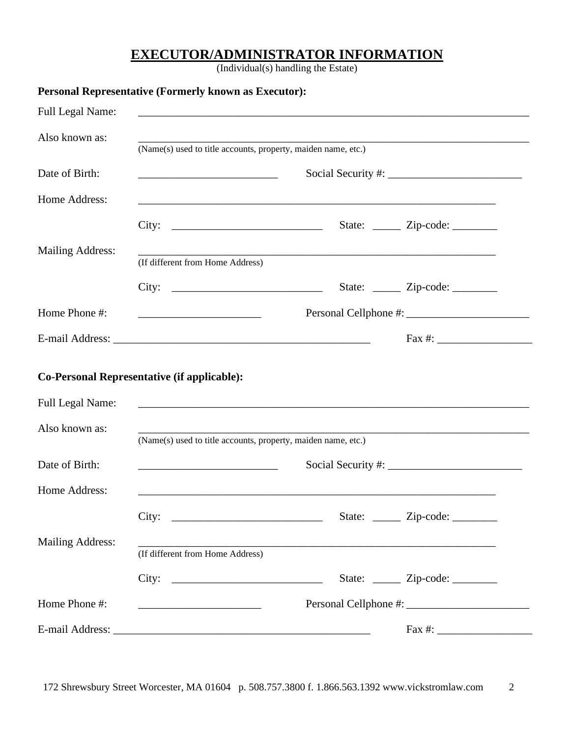# EXECUTOR/ADMINISTRATOR INFORMATION

(Individual(s) handling the Estate)

**Personal Representative (Formerly known as Executor):**

Full Legal Name: ______________________________________________________________________

Also known as: ______________________________________________________________________
(Name(s) used to title accounts, property, maiden name, etc.)

Date of Birth: _________________________ Social Security #: ________________________

Home Address: ______________________________________________________________

City: ___________________________ State: _____ Zip-code: ________

Mailing Address: ______________________________________________________________
(If different from Home Address)

City: ___________________________ State: _____ Zip-code: ________

Home Phone #: ______________________ Personal Cellphone #: ______________________

E-mail Address: ___________________________________________ Fax #: _________________

**Co-Personal Representative (if applicable):**

Full Legal Name: ______________________________________________________________________

Also known as: ______________________________________________________________________
(Name(s) used to title accounts, property, maiden name, etc.)

Date of Birth: _________________________ Social Security #: ________________________

Home Address: ______________________________________________________________

City: ___________________________ State: _____ Zip-code: ________

Mailing Address: ______________________________________________________________
(If different from Home Address)

City: ___________________________ State: _____ Zip-code: ________

Home Phone #: ______________________ Personal Cellphone #: ______________________

E-mail Address: ___________________________________________ Fax #: _________________

172 Shrewsbury Street Worcester, MA 01604 p. 508.757.3800 f. 1.866.563.1392 www.vickstromlaw.com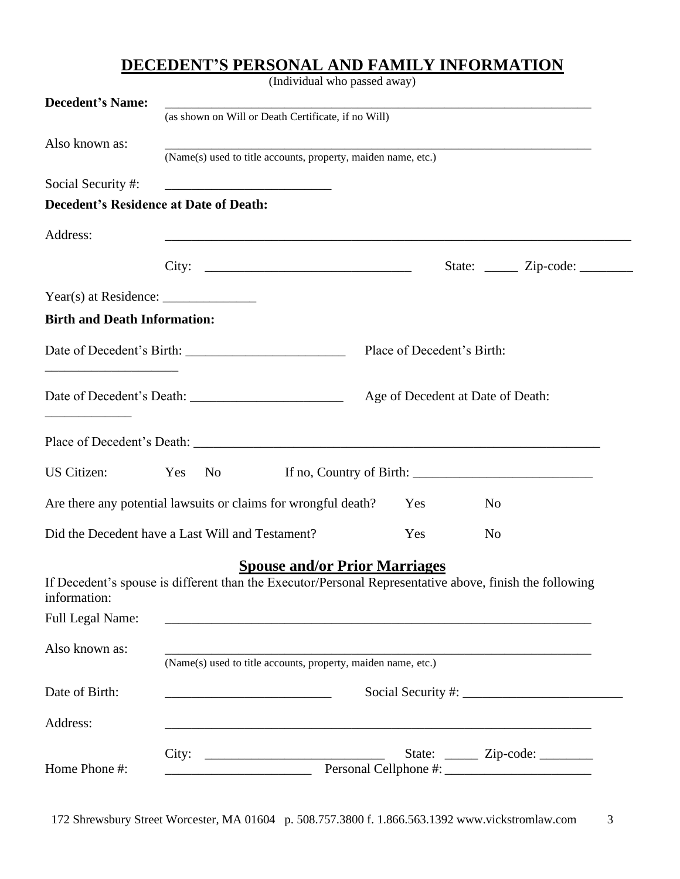# DECEDENT'S PERSONAL AND FAMILY INFORMATION

(Individual who passed away)

**Decedent's Name:** ____________________________________________________________________
(as shown on Will or Death Certificate, if no Will)

Also known as: ____________________________________________________________________
(Name(s) used to title accounts, property, maiden name, etc.)

Social Security #: _________________________

**Decedent's Residence at Date of Death:**

Address: ______________________________________________________________________

City: ________________________________ State: _____ Zip-code: ________

Year(s) at Residence: ______________

**Birth and Death Information:**

Date of Decedent's Birth: ________________________ Place of Decedent's Birth: ____________________

Date of Decedent's Death: _______________________ Age of Decedent at Date of Death: _____________

Place of Decedent's Death: ______________________________________________________________

US Citizen: Yes No If no, Country of Birth: ___________________________

Are there any potential lawsuits or claims for wrongful death? Yes No

Did the Decedent have a Last Will and Testament? Yes No

## Spouse and/or Prior Marriages

If Decedent's spouse is different than the Executor/Personal Representative above, finish the following information:

Full Legal Name: ________________________________________________________________

Also known as: ________________________________________________________________
(Name(s) used to title accounts, property, maiden name, etc.)

Date of Birth: _________________________ Social Security #: ________________________

Address: ________________________________________________________________

City: ___________________________ State: _____ Zip-code: ________

Home Phone #: ______________________ Personal Cellphone #: ______________________

172 Shrewsbury Street Worcester, MA 01604 p. 508.757.3800 f. 1.866.563.1392 www.vickstromlaw.com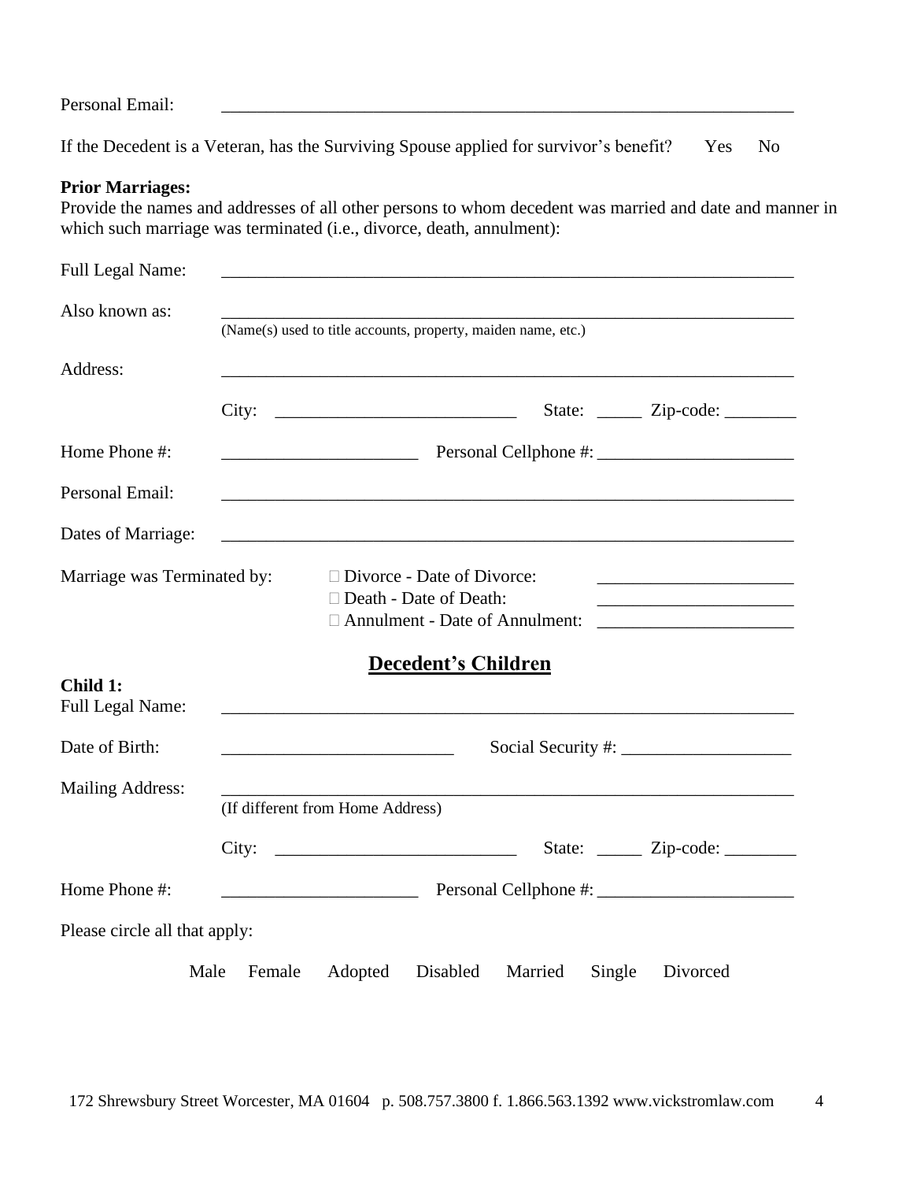Personal Email: ______________________________________________________________

If the Decedent is a Veteran, has the Surviving Spouse applied for survivor's benefit? Yes No

**Prior Marriages:**
Provide the names and addresses of all other persons to whom decedent was married and date and manner in which such marriage was terminated (i.e., divorce, death, annulment):

Full Legal Name: ______________________________________________________________

Also known as: ______________________________________________________________
(Name(s) used to title accounts, property, maiden name, etc.)

Address: ______________________________________________________________

City: ___________________________ State: _____ Zip-code: ________

Home Phone #: ______________________ Personal Cellphone #: ______________________

Personal Email: ______________________________________________________________

Dates of Marriage: ______________________________________________________________

Marriage was Terminated by:
- ☐ Divorce - Date of Divorce: ______________________
- ☐ Death - Date of Death: ______________________
- ☐ Annulment - Date of Annulment: ______________________

## Decedent's Children

**Child 1:**
Full Legal Name: ______________________________________________________________

Date of Birth: __________________________ Social Security #: ___________________

Mailing Address: ______________________________________________________________
(If different from Home Address)

City: ___________________________ State: _____ Zip-code: ________

Home Phone #: ______________________ Personal Cellphone #: ______________________

Please circle all that apply:

Male Female Adopted Disabled Married Single Divorced

172 Shrewsbury Street Worcester, MA 01604 p. 508.757.3800 f. 1.866.563.1392 www.vickstromlaw.com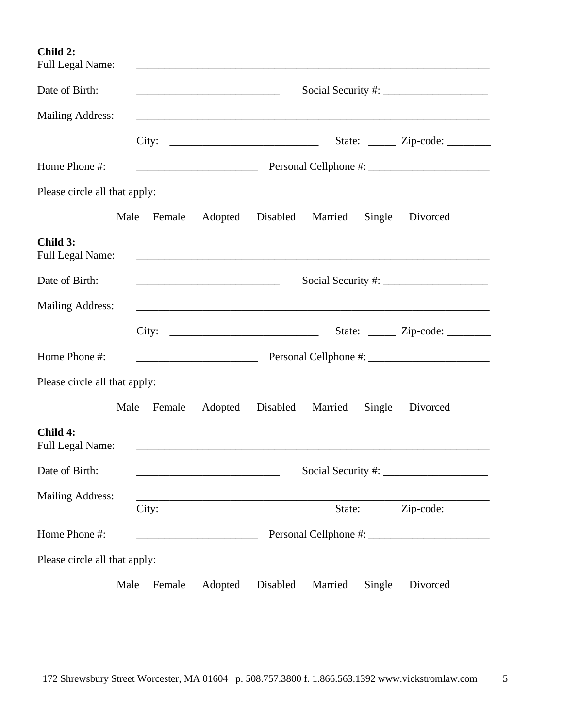**Child 2:**

Full Legal Name: ________________________________________________________________

Date of Birth: __________________________ Social Security #: ___________________

Mailing Address: ________________________________________________________________

City: ___________________________ State: _____ Zip-code: ________

Home Phone #: ______________________ Personal Cellphone #: ______________________

Please circle all that apply:

Male Female Adopted Disabled Married Single Divorced

**Child 3:**

Full Legal Name: ________________________________________________________________

Date of Birth: __________________________ Social Security #: ___________________

Mailing Address: ________________________________________________________________

City: ___________________________ State: _____ Zip-code: ________

Home Phone #: ______________________ Personal Cellphone #: ______________________

Please circle all that apply:

Male Female Adopted Disabled Married Single Divorced

**Child 4:**

Full Legal Name: ________________________________________________________________

Date of Birth: __________________________ Social Security #: ___________________

Mailing Address: ________________________________________________________________

City: ___________________________ State: _____ Zip-code: ________

Home Phone #: ______________________ Personal Cellphone #: ______________________

Please circle all that apply:

Male Female Adopted Disabled Married Single Divorced

172 Shrewsbury Street Worcester, MA 01604 p. 508.757.3800 f. 1.866.563.1392 www.vickstromlaw.com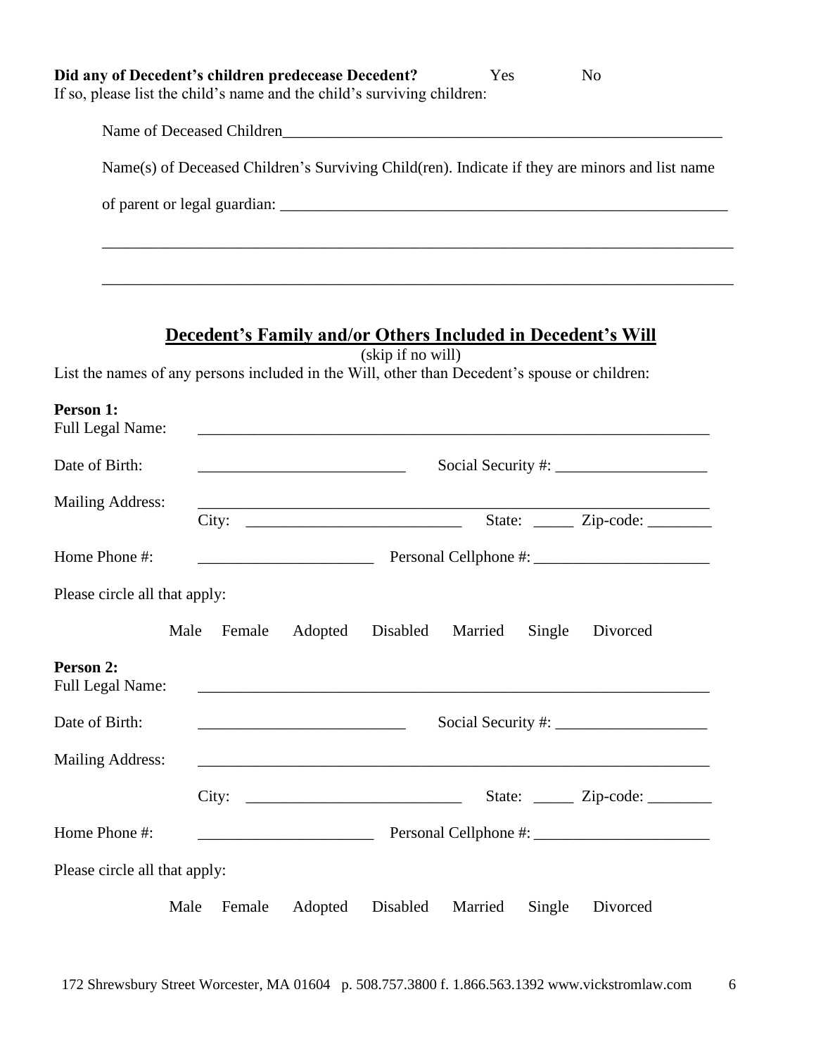**Did any of Decedent's children predecease Decedent?** Yes No

If so, please list the child's name and the child's surviving children:

Name of Deceased Children_______________________________________________________

Name(s) of Deceased Children's Surviving Child(ren). Indicate if they are minors and list name of parent or legal guardian: _______________________________________________________

_______________________________________________________________________________

_______________________________________________________________________________

## Decedent's Family and/or Others Included in Decedent's Will

(skip if no will)

List the names of any persons included in the Will, other than Decedent's spouse or children:

**Person 1:**

Full Legal Name: _______________________________________________________________

Date of Birth: __________________________ Social Security #: ___________________

Mailing Address: _______________________________________________________________

City: ___________________________ State: _____ Zip-code: ________

Home Phone #: ______________________ Personal Cellphone #: ______________________

Please circle all that apply:

Male Female Adopted Disabled Married Single Divorced

**Person 2:**

Full Legal Name: _______________________________________________________________

Date of Birth: __________________________ Social Security #: ___________________

Mailing Address: _______________________________________________________________

City: ___________________________ State: _____ Zip-code: ________

Home Phone #: ______________________ Personal Cellphone #: ______________________

Please circle all that apply:

Male Female Adopted Disabled Married Single Divorced

172 Shrewsbury Street Worcester, MA 01604 p. 508.757.3800 f. 1.866.563.1392 www.vickstromlaw.com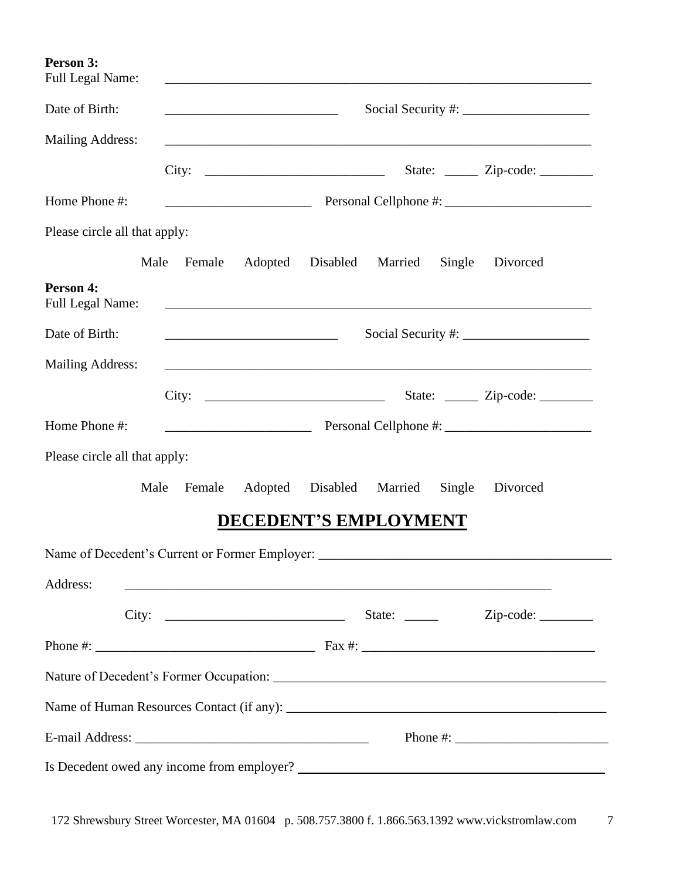**Person 3:**
Full Legal Name: ____________________________________________________________

Date of Birth: _________________________ Social Security #: ___________________

Mailing Address: ____________________________________________________________

City: _________________________ State: _____ Zip-code: ________

Home Phone #: _____________________ Personal Cellphone #: _____________________

Please circle all that apply:

Male Female Adopted Disabled Married Single Divorced

**Person 4:**
Full Legal Name: ____________________________________________________________

Date of Birth: _________________________ Social Security #: ___________________

Mailing Address: ____________________________________________________________

City: _________________________ State: _____ Zip-code: ________

Home Phone #: _____________________ Personal Cellphone #: _____________________

Please circle all that apply:

Male Female Adopted Disabled Married Single Divorced

# DECEDENT'S EMPLOYMENT

Name of Decedent's Current or Former Employer: ___________________________________________

Address: ____________________________________________________________

City: _________________________ State: _____ Zip-code: ________

Phone #: _________________________________ Fax #: __________________________________

Nature of Decedent's Former Occupation: _________________________________________________

Name of Human Resources Contact (if any): _______________________________________________

E-mail Address: __________________________________ Phone #: ______________________

Is Decedent owed any income from employer? _____________________________________________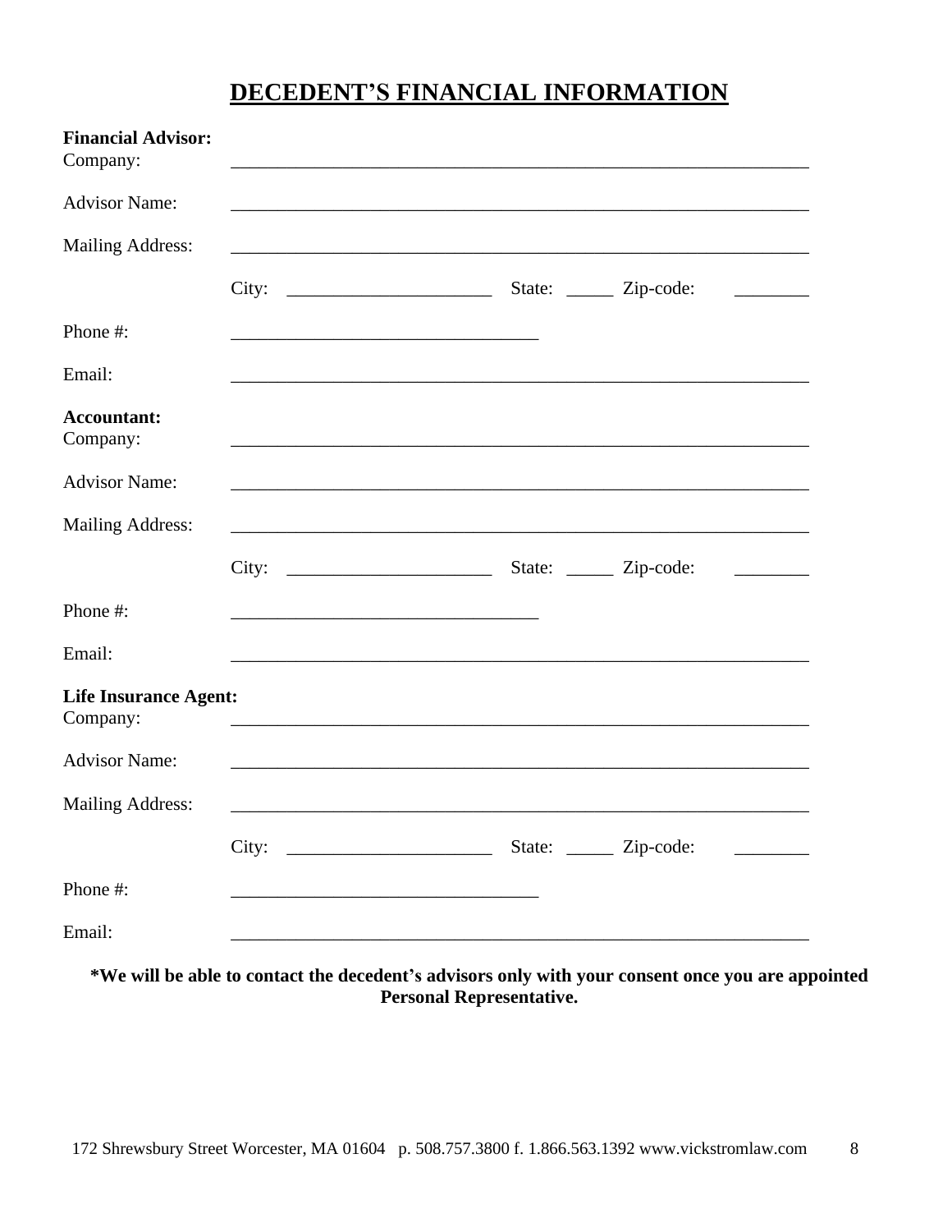# DECEDENT'S FINANCIAL INFORMATION

**Financial Advisor:**

Company: ______________________________________________________________

Advisor Name: ______________________________________________________________

Mailing Address: ______________________________________________________________

City: ______________________ State: _____ Zip-code: ________

Phone #: _________________________________

Email: ______________________________________________________________

**Accountant:**

Company: ______________________________________________________________

Advisor Name: ______________________________________________________________

Mailing Address: ______________________________________________________________

City: ______________________ State: _____ Zip-code: ________

Phone #: _________________________________

Email: ______________________________________________________________

**Life Insurance Agent:**

Company: ______________________________________________________________

Advisor Name: ______________________________________________________________

Mailing Address: ______________________________________________________________

City: ______________________ State: _____ Zip-code: ________

Phone #: _________________________________

Email: ______________________________________________________________

**\*We will be able to contact the decedent's advisors only with your consent once you are appointed Personal Representative.**

172 Shrewsbury Street Worcester, MA 01604 p. 508.757.3800 f. 1.866.563.1392 www.vickstromlaw.com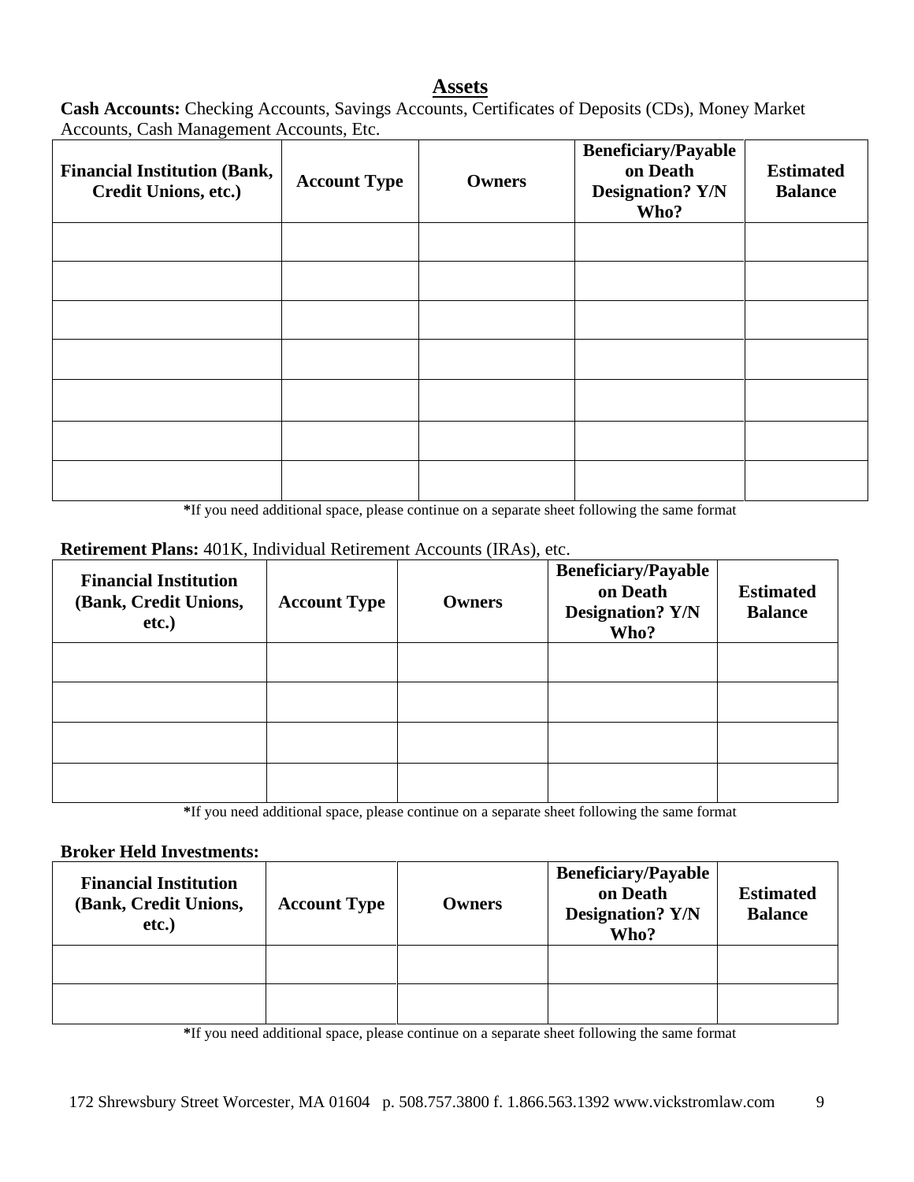## Assets

**Cash Accounts:** Checking Accounts, Savings Accounts, Certificates of Deposits (CDs), Money Market Accounts, Cash Management Accounts, Etc.

| Financial Institution (Bank, Credit Unions, etc.) | Account Type | Owners | Beneficiary/Payable on Death Designation? Y/N Who? | Estimated Balance |
|---|---|---|---|---|
| | | | | |
| | | | | |
| | | | | |
| | | | | |
| | | | | |
| | | | | |
| | | | | |

*If you need additional space, please continue on a separate sheet following the same format

**Retirement Plans:** 401K, Individual Retirement Accounts (IRAs), etc.

| Financial Institution (Bank, Credit Unions, etc.) | Account Type | Owners | Beneficiary/Payable on Death Designation? Y/N Who? | Estimated Balance |
|---|---|---|---|---|
| | | | | |
| | | | | |
| | | | | |
| | | | | |

*If you need additional space, please continue on a separate sheet following the same format

**Broker Held Investments:**

| Financial Institution (Bank, Credit Unions, etc.) | Account Type | Owners | Beneficiary/Payable on Death Designation? Y/N Who? | Estimated Balance |
|---|---|---|---|---|
| | | | | |
| | | | | |

*If you need additional space, please continue on a separate sheet following the same format

172 Shrewsbury Street Worcester, MA 01604 p. 508.757.3800 f. 1.866.563.1392 www.vickstromlaw.com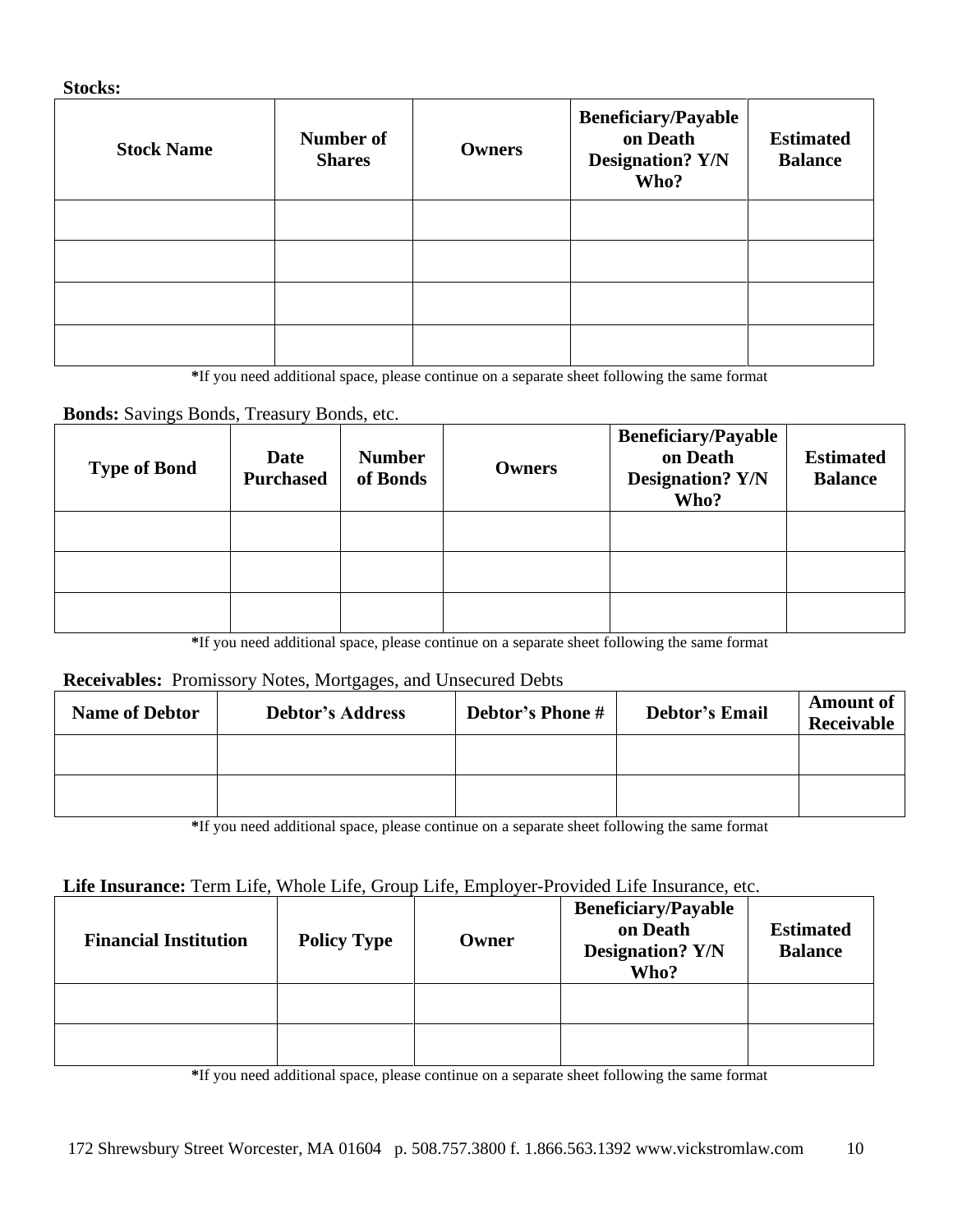**Stocks:**

| Stock Name | Number of Shares | Owners | Beneficiary/Payable on Death Designation? Y/N Who? | Estimated Balance |
|---|---|---|---|---|
| | | | | |
| | | | | |
| | | | | |
| | | | | |

*If you need additional space, please continue on a separate sheet following the same format

**Bonds:** Savings Bonds, Treasury Bonds, etc.

| Type of Bond | Date Purchased | Number of Bonds | Owners | Beneficiary/Payable on Death Designation? Y/N Who? | Estimated Balance |
|---|---|---|---|---|---|
| | | | | | |
| | | | | | |
| | | | | | |

*If you need additional space, please continue on a separate sheet following the same format

**Receivables:** Promissory Notes, Mortgages, and Unsecured Debts

| Name of Debtor | Debtor's Address | Debtor's Phone # | Debtor's Email | Amount of Receivable |
|---|---|---|---|---|
| | | | | |
| | | | | |

*If you need additional space, please continue on a separate sheet following the same format

**Life Insurance:** Term Life, Whole Life, Group Life, Employer-Provided Life Insurance, etc.

| Financial Institution | Policy Type | Owner | Beneficiary/Payable on Death Designation? Y/N Who? | Estimated Balance |
|---|---|---|---|---|
| | | | | |
| | | | | |

*If you need additional space, please continue on a separate sheet following the same format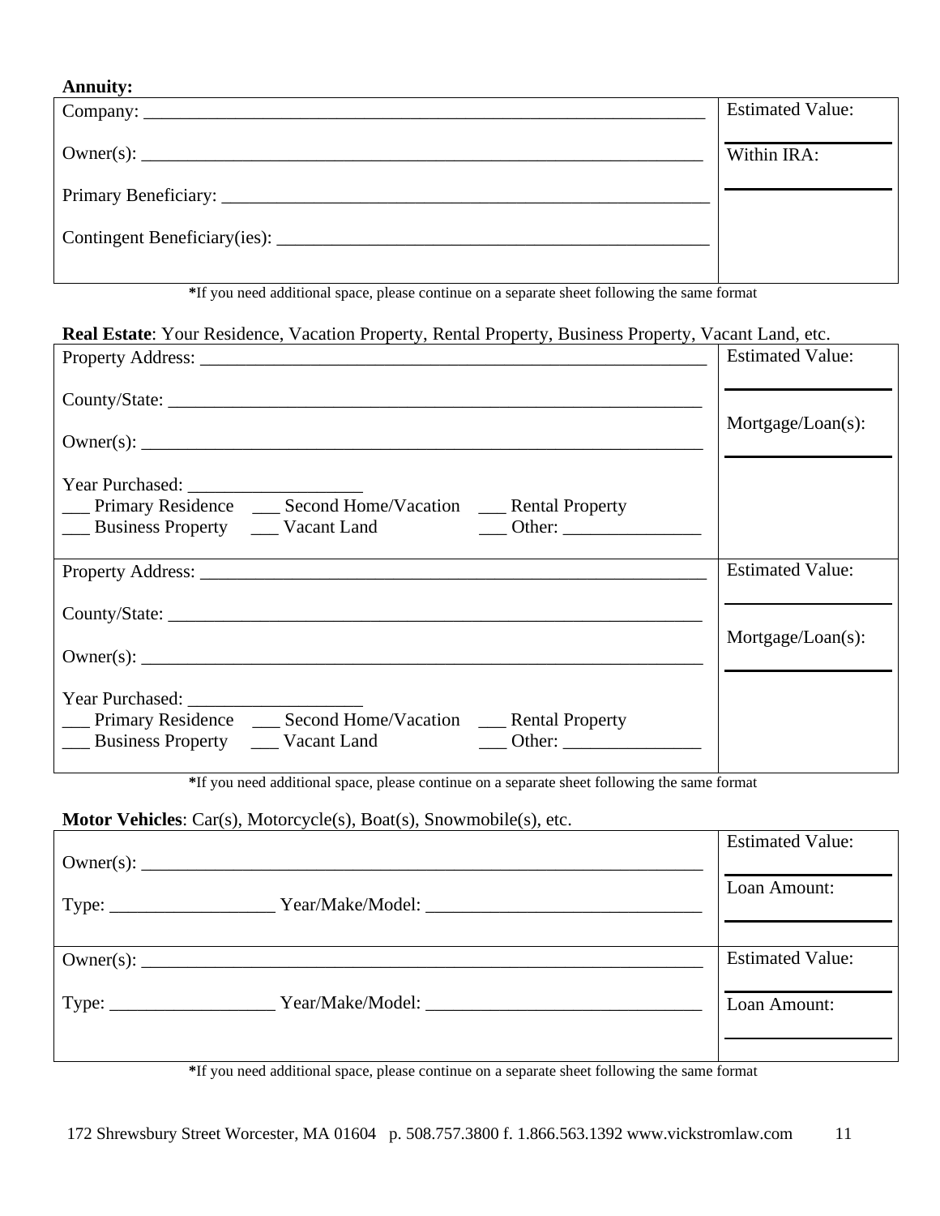**Annuity:**

| | |
|---|---|
| Company: ______________________________________________________________<br><br>Owner(s): ______________________________________________________________<br><br>Primary Beneficiary: ______________________________________________________<br><br>Contingent Beneficiary(ies): _______________________________________________ | Estimated Value:<br>________________<br>Within IRA:<br>________________ |

***If you need additional space, please continue on a separate sheet following the same format**

**Real Estate**: Your Residence, Vacation Property, Rental Property, Business Property, Vacant Land, etc.

| | |
|---|---|
| Property Address: ________________________________________________________<br><br>County/State: ____________________________________________________________<br><br>Owner(s): _______________________________________________________________<br><br>Year Purchased: ___________________<br>___ Primary Residence ___ Second Home/Vacation ___ Rental Property<br>___ Business Property ___ Vacant Land ___ Other: _______________ | Estimated Value:<br>________________<br>Mortgage/Loan(s):<br>________________ |
| Property Address: ________________________________________________________<br><br>County/State: ____________________________________________________________<br><br>Owner(s): _______________________________________________________________<br><br>Year Purchased: ___________________<br>___ Primary Residence ___ Second Home/Vacation ___ Rental Property<br>___ Business Property ___ Vacant Land ___ Other: _______________ | Estimated Value:<br>________________<br>Mortgage/Loan(s):<br>________________ |

***If you need additional space, please continue on a separate sheet following the same format**

**Motor Vehicles**: Car(s), Motorcycle(s), Boat(s), Snowmobile(s), etc.

| | |
|---|---|
| Owner(s): _______________________________________________________________<br><br>Type: __________________ Year/Make/Model: ______________________________ | Estimated Value:<br>________________<br>Loan Amount:<br>________________ |
| Owner(s): _______________________________________________________________<br><br>Type: __________________ Year/Make/Model: ______________________________ | Estimated Value:<br>________________<br>Loan Amount:<br>________________ |

***If you need additional space, please continue on a separate sheet following the same format**

172 Shrewsbury Street Worcester, MA 01604 p. 508.757.3800 f. 1.866.563.1392 www.vickstromlaw.com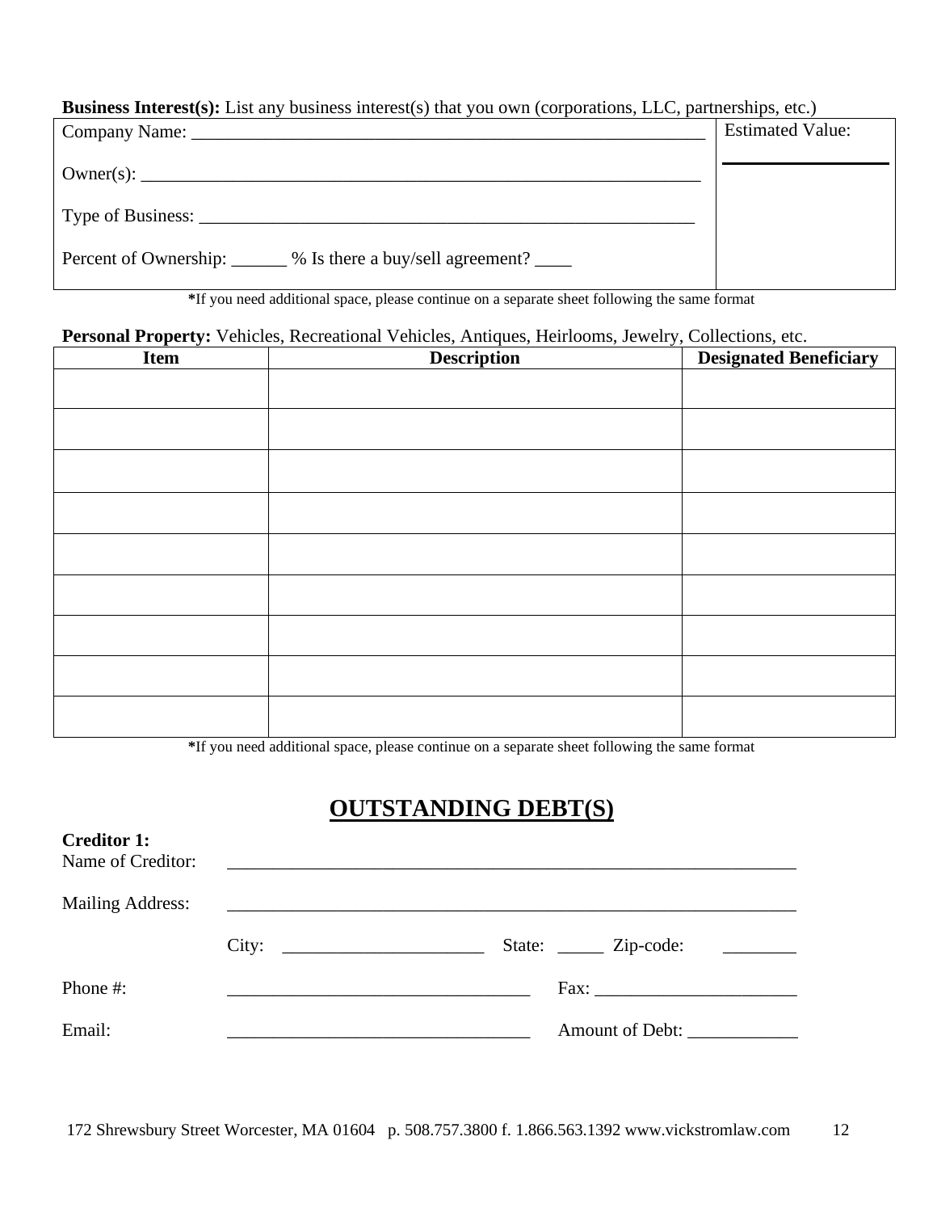**Business Interest(s):** List any business interest(s) that you own (corporations, LLC, partnerships, etc.)

| Company Name: ___________________________________________________________ | Estimated Value: |
|---|---|
| Owner(s): _______________________________________________________________ | ________________ |
| Type of Business: _______________________________________________________ | |
| Percent of Ownership: ______ % Is there a buy/sell agreement? ____ | |

**\***If you need additional space, please continue on a separate sheet following the same format

**Personal Property:** Vehicles, Recreational Vehicles, Antiques, Heirlooms, Jewelry, Collections, etc.

| Item | Description | Designated Beneficiary |
|---|---|---|
| | | |
| | | |
| | | |
| | | |
| | | |
| | | |
| | | |
| | | |
| | | |

**\***If you need additional space, please continue on a separate sheet following the same format

# OUTSTANDING DEBT(S)

**Creditor 1:**

Name of Creditor: _________________________________________________________________

Mailing Address: _________________________________________________________________

City: ______________________ State: _____ Zip-code: ________

Phone #: _________________________________ Fax: ______________________

Email: _________________________________ Amount of Debt: ____________

172 Shrewsbury Street Worcester, MA 01604 p. 508.757.3800 f. 1.866.563.1392 www.vickstromlaw.com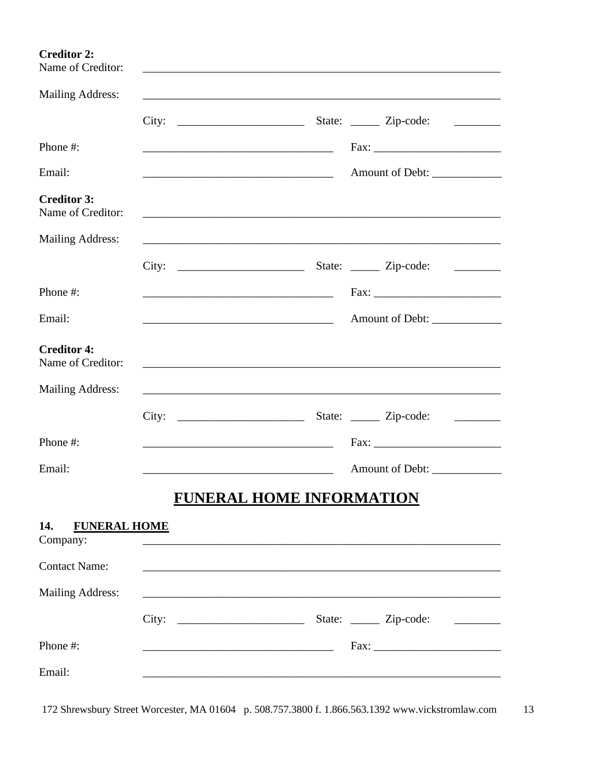**Creditor 2:**

Name of Creditor: ______________________________________________________________

Mailing Address: ______________________________________________________________

City: ______________________ State: _____ Zip-code: ________

Phone #: _________________________________ Fax: ______________________

Email: _________________________________ Amount of Debt: ____________

**Creditor 3:**

Name of Creditor: ______________________________________________________________

Mailing Address: ______________________________________________________________

City: ______________________ State: _____ Zip-code: ________

Phone #: _________________________________ Fax: ______________________

Email: _________________________________ Amount of Debt: ____________

**Creditor 4:**

Name of Creditor: ______________________________________________________________

Mailing Address: ______________________________________________________________

City: ______________________ State: _____ Zip-code: ________

Phone #: _________________________________ Fax: ______________________

Email: _________________________________ Amount of Debt: ____________

# FUNERAL HOME INFORMATION

**14. FUNERAL HOME**

Company: ______________________________________________________________

Contact Name: ______________________________________________________________

Mailing Address: ______________________________________________________________

City: ______________________ State: _____ Zip-code: ________

Phone #: _________________________________ Fax: ______________________

Email: ______________________________________________________________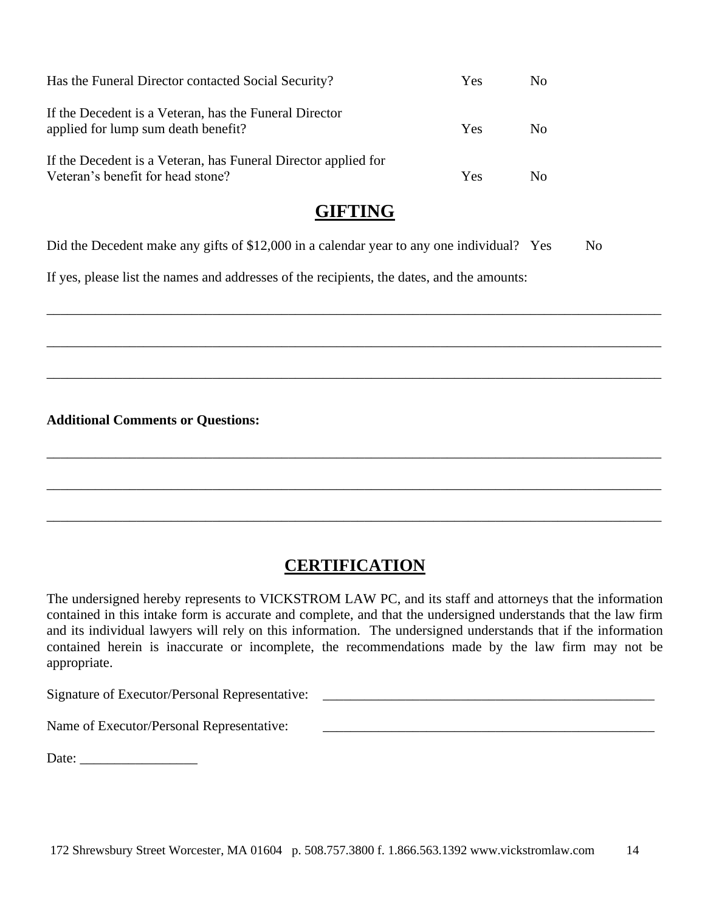Has the Funeral Director contacted Social Security? Yes No

If the Decedent is a Veteran, has the Funeral Director applied for lump sum death benefit? Yes No

If the Decedent is a Veteran, has Funeral Director applied for Veteran's benefit for head stone? Yes No

## GIFTING

Did the Decedent make any gifts of $12,000 in a calendar year to any one individual? Yes No

If yes, please list the names and addresses of the recipients, the dates, and the amounts:

_______________________________________________________________________________

_______________________________________________________________________________

_______________________________________________________________________________

**Additional Comments or Questions:**

_______________________________________________________________________________

_______________________________________________________________________________

_______________________________________________________________________________

## CERTIFICATION

The undersigned hereby represents to VICKSTROM LAW PC, and its staff and attorneys that the information contained in this intake form is accurate and complete, and that the undersigned understands that the law firm and its individual lawyers will rely on this information. The undersigned understands that if the information contained herein is inaccurate or incomplete, the recommendations made by the law firm may not be appropriate.

Signature of Executor/Personal Representative: ____________________________________________

Name of Executor/Personal Representative: ____________________________________________

Date: _________________